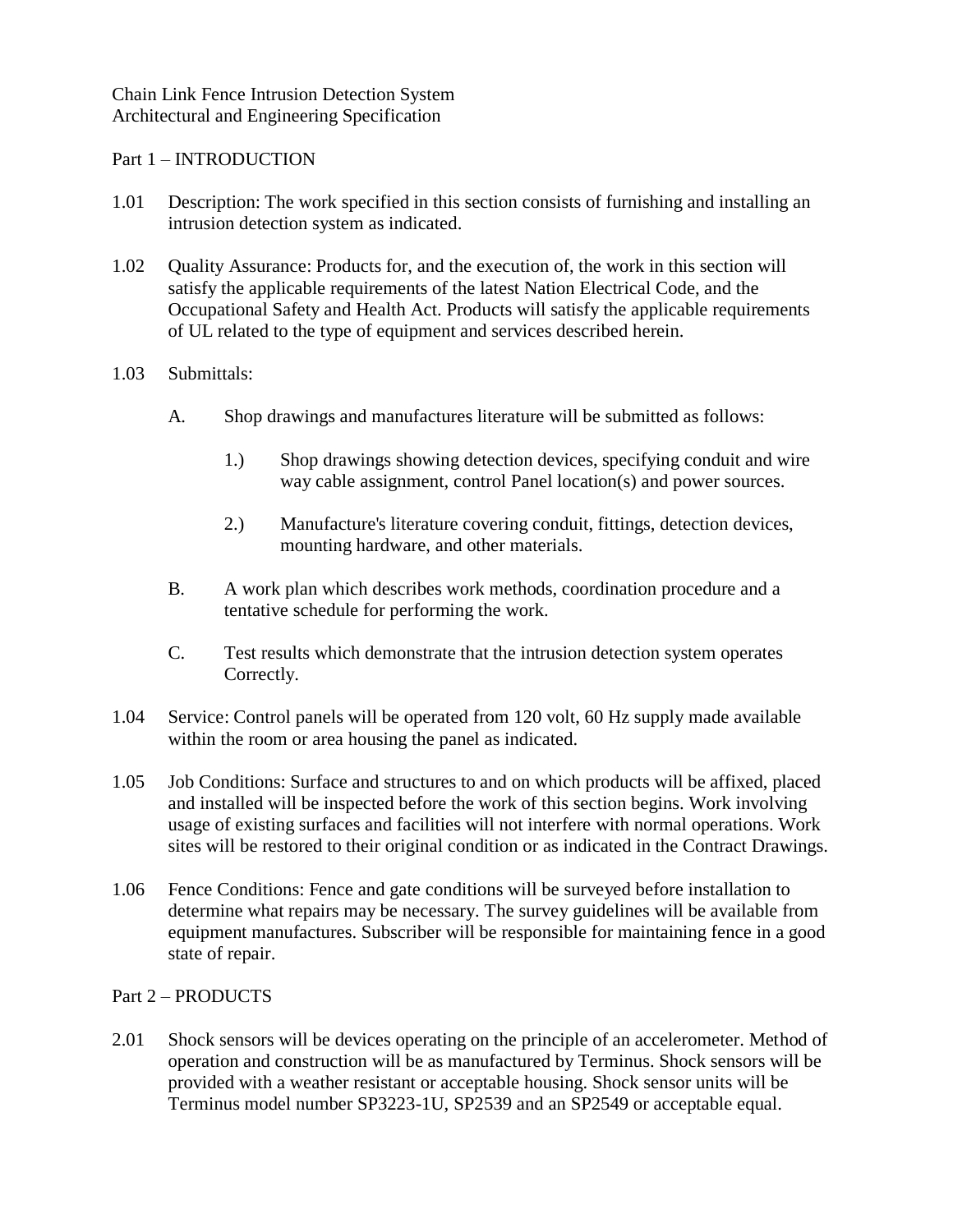Chain Link Fence Intrusion Detection System
Architectural and Engineering Specification

## Part 1 – INTRODUCTION

1.01 Description: The work specified in this section consists of furnishing and installing an intrusion detection system as indicated.

1.02 Quality Assurance: Products for, and the execution of, the work in this section will satisfy the applicable requirements of the latest Nation Electrical Code, and the Occupational Safety and Health Act. Products will satisfy the applicable requirements of UL related to the type of equipment and services described herein.

1.03 Submittals:

- A. Shop drawings and manufactures literature will be submitted as follows:
  - 1.) Shop drawings showing detection devices, specifying conduit and wire way cable assignment, control Panel location(s) and power sources.
  - 2.) Manufacture's literature covering conduit, fittings, detection devices, mounting hardware, and other materials.
- B. A work plan which describes work methods, coordination procedure and a tentative schedule for performing the work.
- C. Test results which demonstrate that the intrusion detection system operates Correctly.

1.04 Service: Control panels will be operated from 120 volt, 60 Hz supply made available within the room or area housing the panel as indicated.

1.05 Job Conditions: Surface and structures to and on which products will be affixed, placed and installed will be inspected before the work of this section begins. Work involving usage of existing surfaces and facilities will not interfere with normal operations. Work sites will be restored to their original condition or as indicated in the Contract Drawings.

1.06 Fence Conditions: Fence and gate conditions will be surveyed before installation to determine what repairs may be necessary. The survey guidelines will be available from equipment manufactures. Subscriber will be responsible for maintaining fence in a good state of repair.

## Part 2 – PRODUCTS

2.01 Shock sensors will be devices operating on the principle of an accelerometer. Method of operation and construction will be as manufactured by Terminus. Shock sensors will be provided with a weather resistant or acceptable housing. Shock sensor units will be Terminus model number SP3223-1U, SP2539 and an SP2549 or acceptable equal.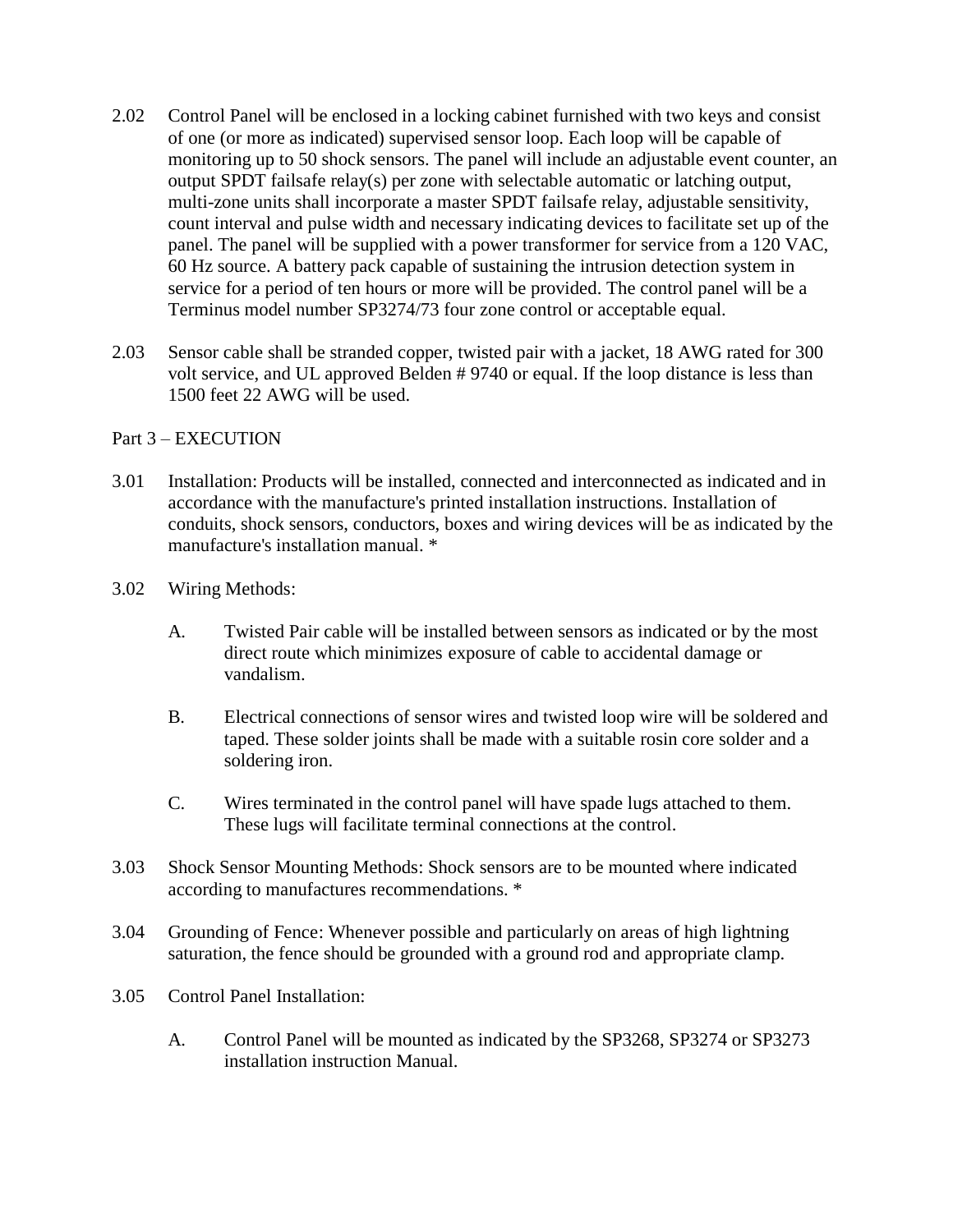2.02 Control Panel will be enclosed in a locking cabinet furnished with two keys and consist of one (or more as indicated) supervised sensor loop. Each loop will be capable of monitoring up to 50 shock sensors. The panel will include an adjustable event counter, an output SPDT failsafe relay(s) per zone with selectable automatic or latching output, multi-zone units shall incorporate a master SPDT failsafe relay, adjustable sensitivity, count interval and pulse width and necessary indicating devices to facilitate set up of the panel. The panel will be supplied with a power transformer for service from a 120 VAC, 60 Hz source. A battery pack capable of sustaining the intrusion detection system in service for a period of ten hours or more will be provided. The control panel will be a Terminus model number SP3274/73 four zone control or acceptable equal.

2.03 Sensor cable shall be stranded copper, twisted pair with a jacket, 18 AWG rated for 300 volt service, and UL approved Belden # 9740 or equal. If the loop distance is less than 1500 feet 22 AWG will be used.

## Part 3 – EXECUTION

3.01 Installation: Products will be installed, connected and interconnected as indicated and in accordance with the manufacture's printed installation instructions. Installation of conduits, shock sensors, conductors, boxes and wiring devices will be as indicated by the manufacture's installation manual. *

3.02 Wiring Methods:

A. Twisted Pair cable will be installed between sensors as indicated or by the most direct route which minimizes exposure of cable to accidental damage or vandalism.

B. Electrical connections of sensor wires and twisted loop wire will be soldered and taped. These solder joints shall be made with a suitable rosin core solder and a soldering iron.

C. Wires terminated in the control panel will have spade lugs attached to them. These lugs will facilitate terminal connections at the control.

3.03 Shock Sensor Mounting Methods: Shock sensors are to be mounted where indicated according to manufactures recommendations. *

3.04 Grounding of Fence: Whenever possible and particularly on areas of high lightning saturation, the fence should be grounded with a ground rod and appropriate clamp.

3.05 Control Panel Installation:

A. Control Panel will be mounted as indicated by the SP3268, SP3274 or SP3273 installation instruction Manual.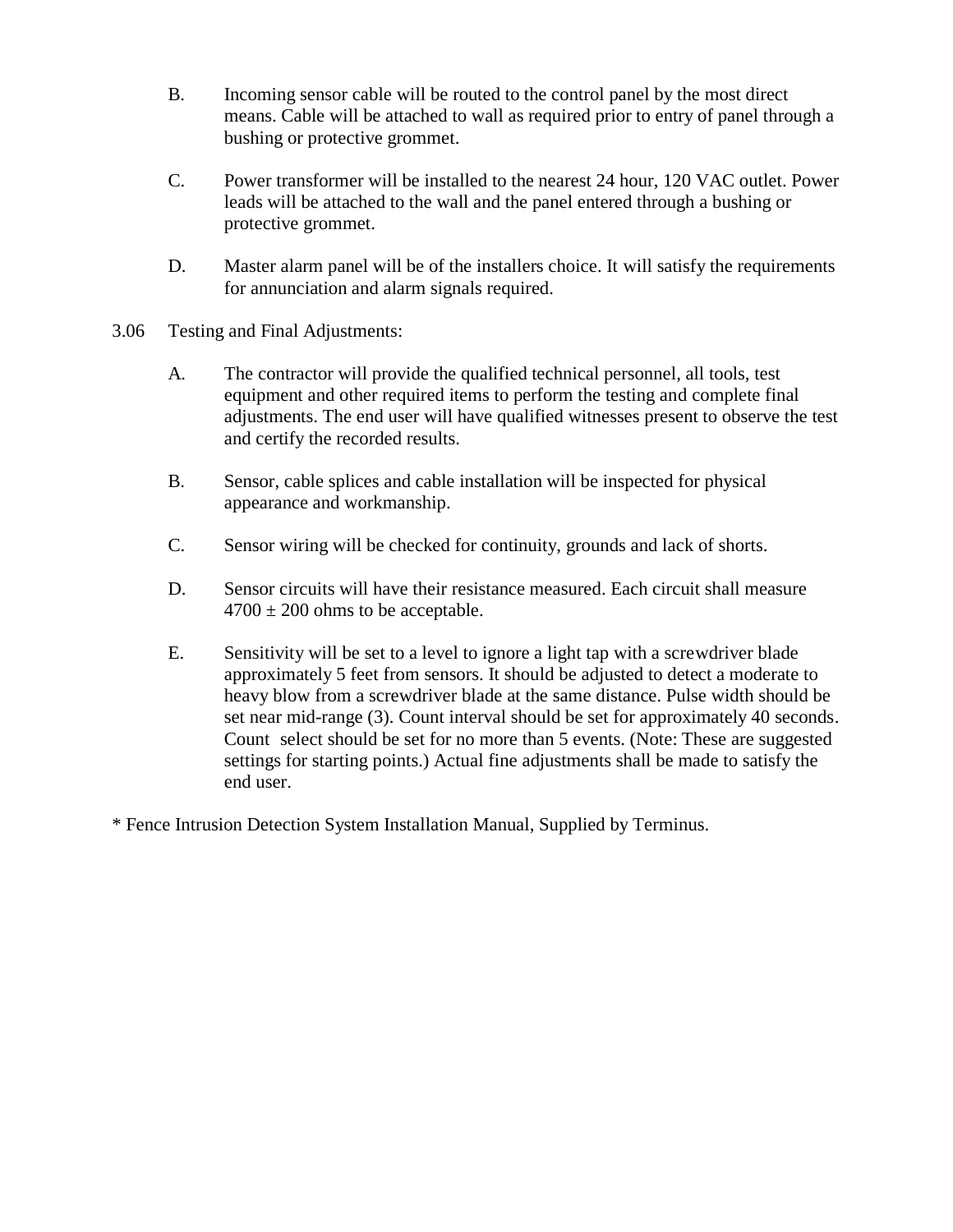B. Incoming sensor cable will be routed to the control panel by the most direct means. Cable will be attached to wall as required prior to entry of panel through a bushing or protective grommet.

C. Power transformer will be installed to the nearest 24 hour, 120 VAC outlet. Power leads will be attached to the wall and the panel entered through a bushing or protective grommet.

D. Master alarm panel will be of the installers choice. It will satisfy the requirements for annunciation and alarm signals required.

3.06 Testing and Final Adjustments:

A. The contractor will provide the qualified technical personnel, all tools, test equipment and other required items to perform the testing and complete final adjustments. The end user will have qualified witnesses present to observe the test and certify the recorded results.

B. Sensor, cable splices and cable installation will be inspected for physical appearance and workmanship.

C. Sensor wiring will be checked for continuity, grounds and lack of shorts.

D. Sensor circuits will have their resistance measured. Each circuit shall measure $4700 \pm 200$ ohms to be acceptable.

E. Sensitivity will be set to a level to ignore a light tap with a screwdriver blade approximately 5 feet from sensors. It should be adjusted to detect a moderate to heavy blow from a screwdriver blade at the same distance. Pulse width should be set near mid-range (3). Count interval should be set for approximately 40 seconds. Count select should be set for no more than 5 events. (Note: These are suggested settings for starting points.) Actual fine adjustments shall be made to satisfy the end user.

* Fence Intrusion Detection System Installation Manual, Supplied by Terminus.